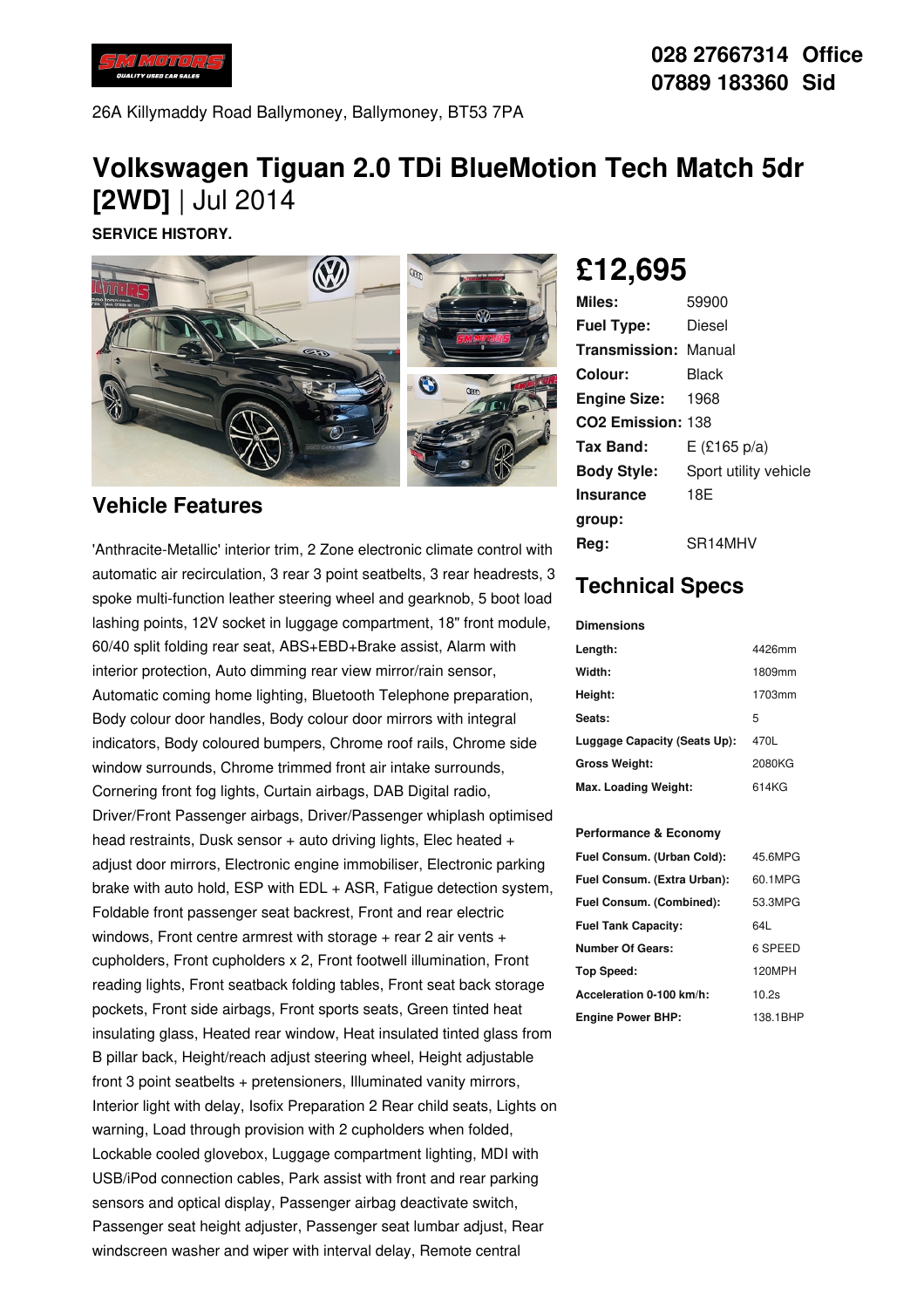028 27667314 Office
07889 183360 Sid

26A Killymaddy Road Ballymoney, Ballymoney, BT53 7PA

# Volkswagen Tiguan 2.0 TDi BlueMotion Tech Match 5dr [2WD] | Jul 2014

**SERVICE HISTORY.**

## £12,695

| | |
|---|---|
| **Miles:** | 59900 |
| **Fuel Type:** | Diesel |
| **Transmission:** | Manual |
| **Colour:** | Black |
| **Engine Size:** | 1968 |
| **CO2 Emission:** | 138 |
| **Tax Band:** | E (£165 p/a) |
| **Body Style:** | Sport utility vehicle |
| **Insurance group:** | 18E |
| **Reg:** | SR14MHV |

## Technical Specs

**Dimensions**

| | |
|---|---|
| **Length:** | 4426mm |
| **Width:** | 1809mm |
| **Height:** | 1703mm |
| **Seats:** | 5 |
| **Luggage Capacity (Seats Up):** | 470L |
| **Gross Weight:** | 2080KG |
| **Max. Loading Weight:** | 614KG |

**Performance & Economy**

| | |
|---|---|
| **Fuel Consum. (Urban Cold):** | 45.6MPG |
| **Fuel Consum. (Extra Urban):** | 60.1MPG |
| **Fuel Consum. (Combined):** | 53.3MPG |
| **Fuel Tank Capacity:** | 64L |
| **Number Of Gears:** | 6 SPEED |
| **Top Speed:** | 120MPH |
| **Acceleration 0-100 km/h:** | 10.2s |
| **Engine Power BHP:** | 138.1BHP |

## Vehicle Features

'Anthracite-Metallic' interior trim, 2 Zone electronic climate control with automatic air recirculation, 3 rear 3 point seatbelts, 3 rear headrests, 3 spoke multi-function leather steering wheel and gearknob, 5 boot load lashing points, 12V socket in luggage compartment, 18" front module, 60/40 split folding rear seat, ABS+EBD+Brake assist, Alarm with interior protection, Auto dimming rear view mirror/rain sensor, Automatic coming home lighting, Bluetooth Telephone preparation, Body colour door handles, Body colour door mirrors with integral indicators, Body coloured bumpers, Chrome roof rails, Chrome side window surrounds, Chrome trimmed front air intake surrounds, Cornering front fog lights, Curtain airbags, DAB Digital radio, Driver/Front Passenger airbags, Driver/Passenger whiplash optimised head restraints, Dusk sensor + auto driving lights, Elec heated + adjust door mirrors, Electronic engine immobiliser, Electronic parking brake with auto hold, ESP with EDL + ASR, Fatigue detection system, Foldable front passenger seat backrest, Front and rear electric windows, Front centre armrest with storage + rear 2 air vents + cupholders, Front cupholders x 2, Front footwell illumination, Front reading lights, Front seatback folding tables, Front seat back storage pockets, Front side airbags, Front sports seats, Green tinted heat insulating glass, Heated rear window, Heat insulated tinted glass from B pillar back, Height/reach adjust steering wheel, Height adjustable front 3 point seatbelts + pretensioners, Illuminated vanity mirrors, Interior light with delay, Isofix Preparation 2 Rear child seats, Lights on warning, Load through provision with 2 cupholders when folded, Lockable cooled glovebox, Luggage compartment lighting, MDI with USB/iPod connection cables, Park assist with front and rear parking sensors and optical display, Passenger airbag deactivate switch, Passenger seat height adjuster, Passenger seat lumbar adjust, Rear windscreen washer and wiper with interval delay, Remote central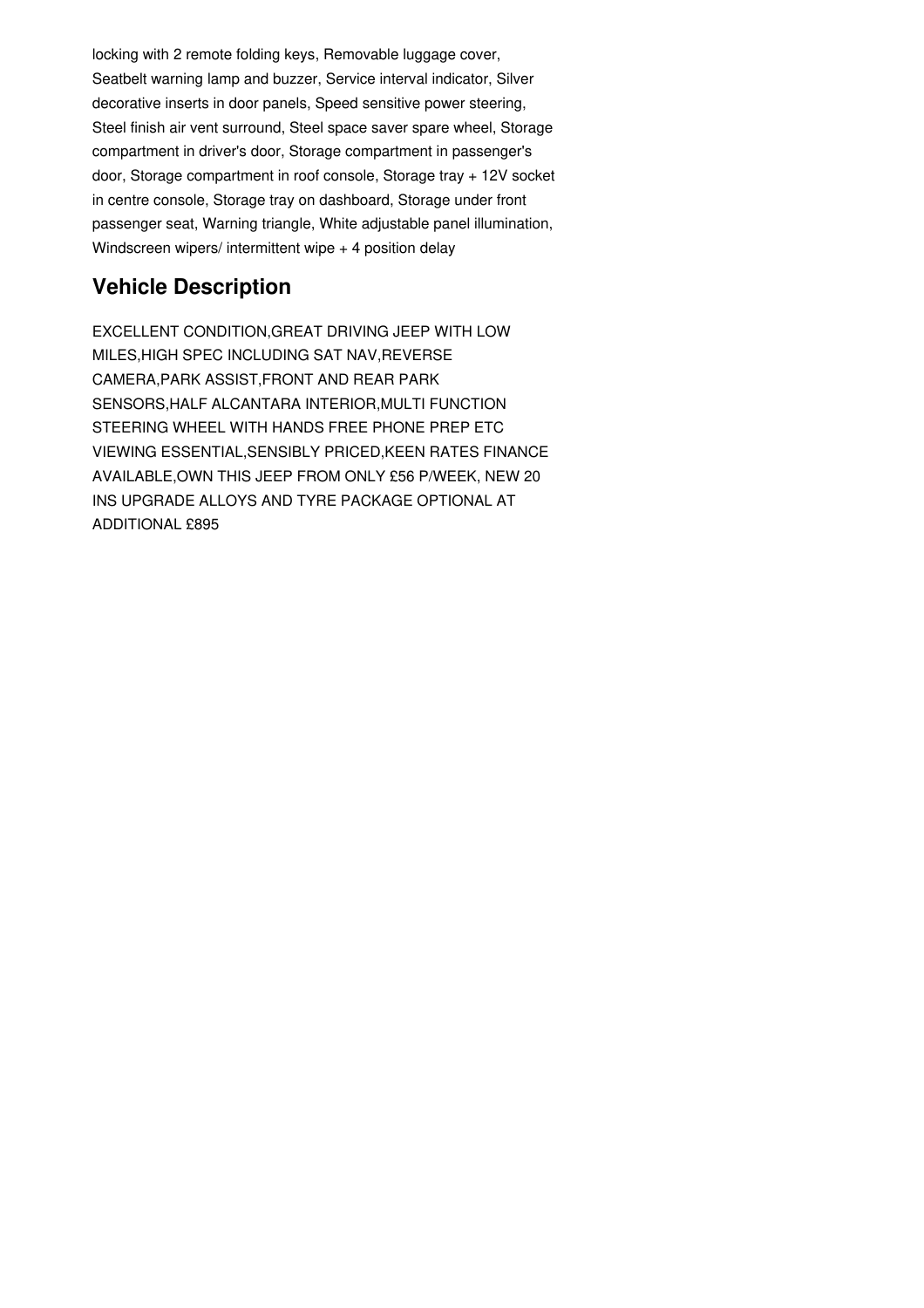locking with 2 remote folding keys, Removable luggage cover, Seatbelt warning lamp and buzzer, Service interval indicator, Silver decorative inserts in door panels, Speed sensitive power steering, Steel finish air vent surround, Steel space saver spare wheel, Storage compartment in driver's door, Storage compartment in passenger's door, Storage compartment in roof console, Storage tray + 12V socket in centre console, Storage tray on dashboard, Storage under front passenger seat, Warning triangle, White adjustable panel illumination, Windscreen wipers/ intermittent wipe + 4 position delay

## Vehicle Description

EXCELLENT CONDITION,GREAT DRIVING JEEP WITH LOW MILES,HIGH SPEC INCLUDING SAT NAV,REVERSE CAMERA,PARK ASSIST,FRONT AND REAR PARK SENSORS,HALF ALCANTARA INTERIOR,MULTI FUNCTION STEERING WHEEL WITH HANDS FREE PHONE PREP ETC VIEWING ESSENTIAL,SENSIBLY PRICED,KEEN RATES FINANCE AVAILABLE,OWN THIS JEEP FROM ONLY £56 P/WEEK, NEW 20 INS UPGRADE ALLOYS AND TYRE PACKAGE OPTIONAL AT ADDITIONAL £895